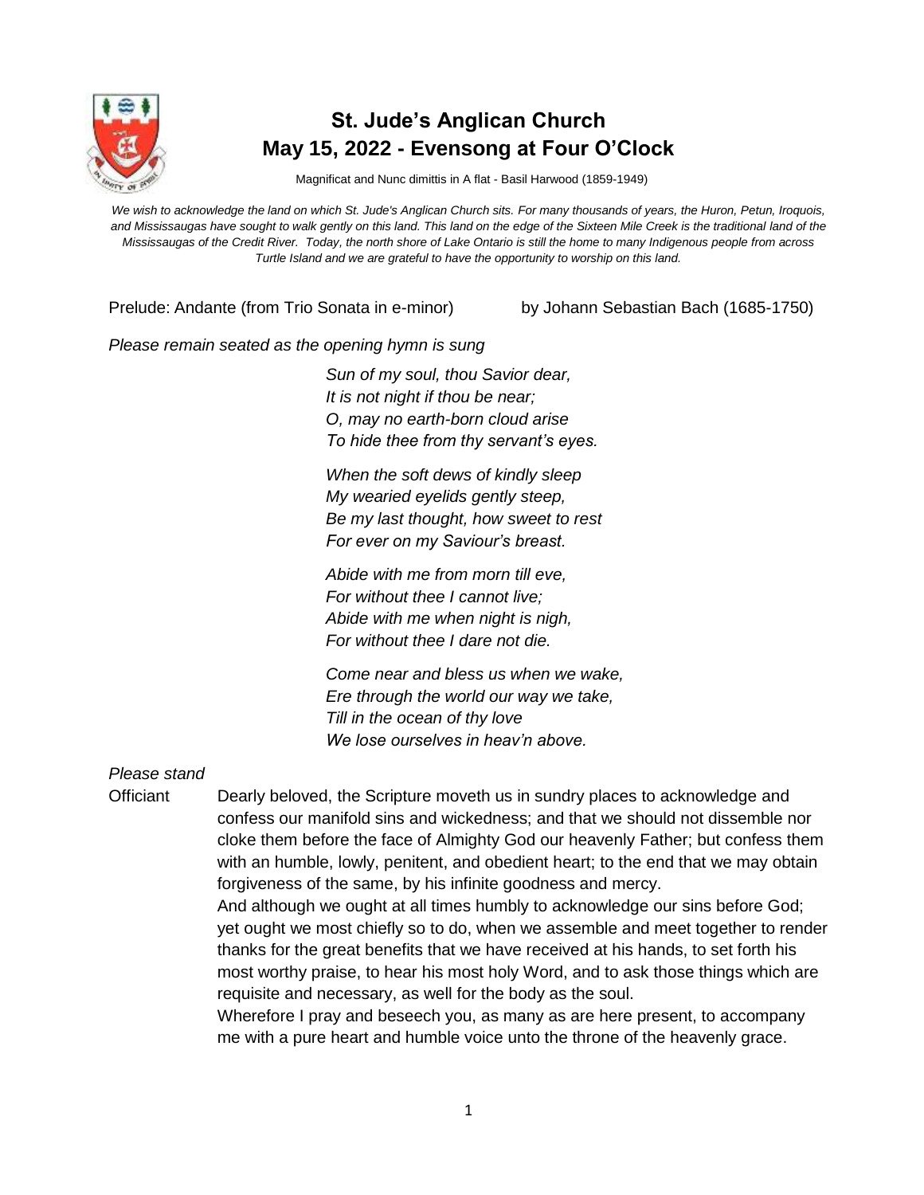# St. Jude's Anglican Church
# May 15, 2022 - Evensong at Four O'Clock

Magnificat and Nunc dimittis in A flat - Basil Harwood (1859-1949)

*We wish to acknowledge the land on which St. Jude's Anglican Church sits. For many thousands of years, the Huron, Petun, Iroquois, and Mississaugas have sought to walk gently on this land. This land on the edge of the Sixteen Mile Creek is the traditional land of the Mississaugas of the Credit River. Today, the north shore of Lake Ontario is still the home to many Indigenous people from across Turtle Island and we are grateful to have the opportunity to worship on this land.*

Prelude: Andante (from Trio Sonata in e-minor) by Johann Sebastian Bach (1685-1750)

*Please remain seated as the opening hymn is sung*

*Sun of my soul, thou Savior dear,*
*It is not night if thou be near;*
*O, may no earth-born cloud arise*
*To hide thee from thy servant's eyes.*

*When the soft dews of kindly sleep*
*My wearied eyelids gently steep,*
*Be my last thought, how sweet to rest*
*For ever on my Saviour's breast.*

*Abide with me from morn till eve,*
*For without thee I cannot live;*
*Abide with me when night is nigh,*
*For without thee I dare not die.*

*Come near and bless us when we wake,*
*Ere through the world our way we take,*
*Till in the ocean of thy love*
*We lose ourselves in heav'n above.*

*Please stand*

Officiant Dearly beloved, the Scripture moveth us in sundry places to acknowledge and confess our manifold sins and wickedness; and that we should not dissemble nor cloke them before the face of Almighty God our heavenly Father; but confess them with an humble, lowly, penitent, and obedient heart; to the end that we may obtain forgiveness of the same, by his infinite goodness and mercy.

And although we ought at all times humbly to acknowledge our sins before God; yet ought we most chiefly so to do, when we assemble and meet together to render thanks for the great benefits that we have received at his hands, to set forth his most worthy praise, to hear his most holy Word, and to ask those things which are requisite and necessary, as well for the body as the soul.

Wherefore I pray and beseech you, as many as are here present, to accompany me with a pure heart and humble voice unto the throne of the heavenly grace.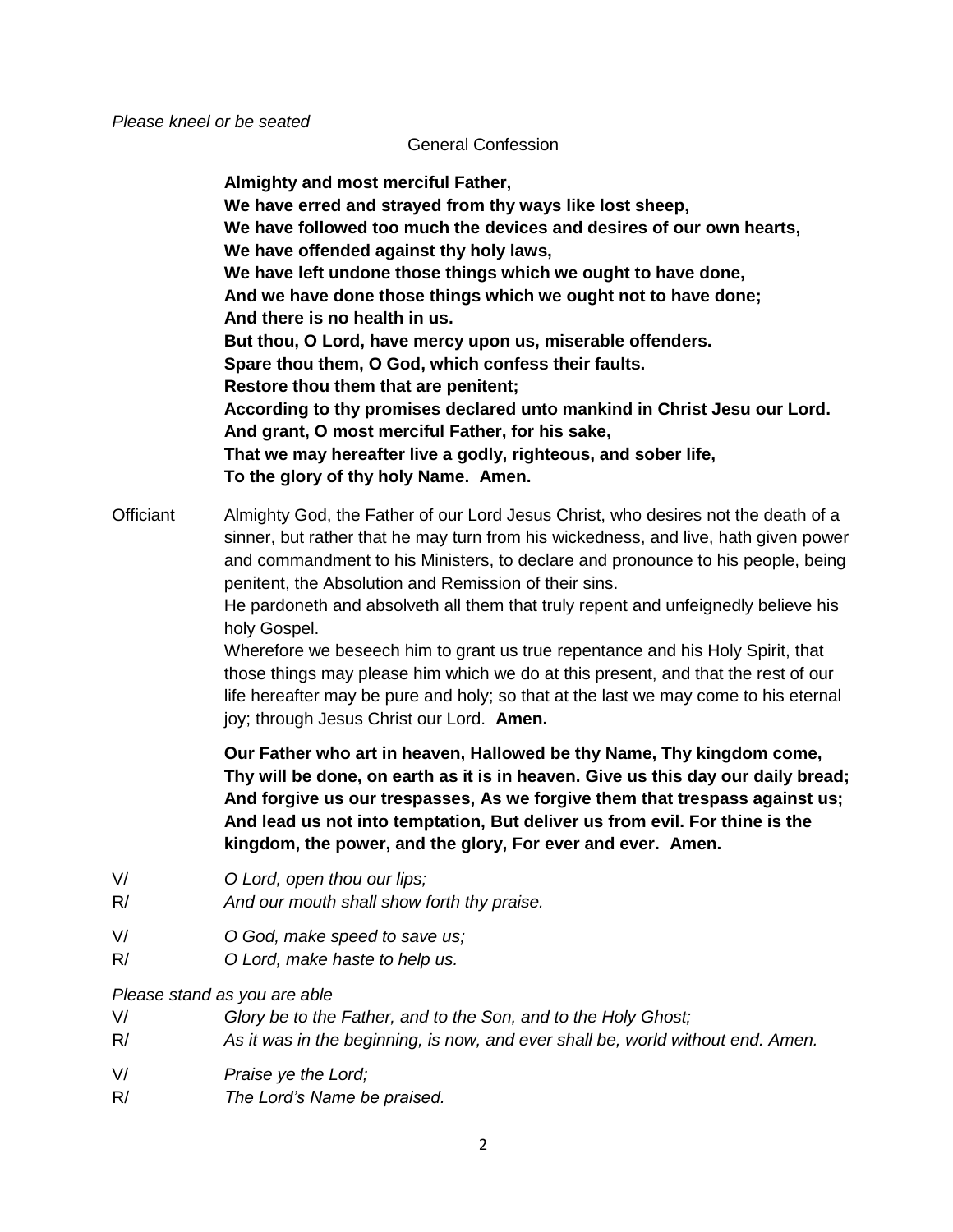*Please kneel or be seated*

General Confession

**Almighty and most merciful Father,**
**We have erred and strayed from thy ways like lost sheep,**
**We have followed too much the devices and desires of our own hearts,**
**We have offended against thy holy laws,**
**We have left undone those things which we ought to have done,**
**And we have done those things which we ought not to have done;**
**And there is no health in us.**
**But thou, O Lord, have mercy upon us, miserable offenders.**
**Spare thou them, O God, which confess their faults.**
**Restore thou them that are penitent;**
**According to thy promises declared unto mankind in Christ Jesu our Lord.**
**And grant, O most merciful Father, for his sake,**
**That we may hereafter live a godly, righteous, and sober life,**
**To the glory of thy holy Name. Amen.**

Officiant Almighty God, the Father of our Lord Jesus Christ, who desires not the death of a sinner, but rather that he may turn from his wickedness, and live, hath given power and commandment to his Ministers, to declare and pronounce to his people, being penitent, the Absolution and Remission of their sins.
He pardoneth and absolveth all them that truly repent and unfeignedly believe his holy Gospel.
Wherefore we beseech him to grant us true repentance and his Holy Spirit, that those things may please him which we do at this present, and that the rest of our life hereafter may be pure and holy; so that at the last we may come to his eternal joy; through Jesus Christ our Lord. **Amen.**

**Our Father who art in heaven, Hallowed be thy Name, Thy kingdom come, Thy will be done, on earth as it is in heaven. Give us this day our daily bread; And forgive us our trespasses, As we forgive them that trespass against us; And lead us not into temptation, But deliver us from evil. For thine is the kingdom, the power, and the glory, For ever and ever. Amen.**

V/ *O Lord, open thou our lips;*
R/ *And our mouth shall show forth thy praise.*

V/ *O God, make speed to save us;*
R/ *O Lord, make haste to help us.*

*Please stand as you are able*
V/ *Glory be to the Father, and to the Son, and to the Holy Ghost;*
R/ *As it was in the beginning, is now, and ever shall be, world without end. Amen.*

V/ *Praise ye the Lord;*
R/ *The Lord's Name be praised.*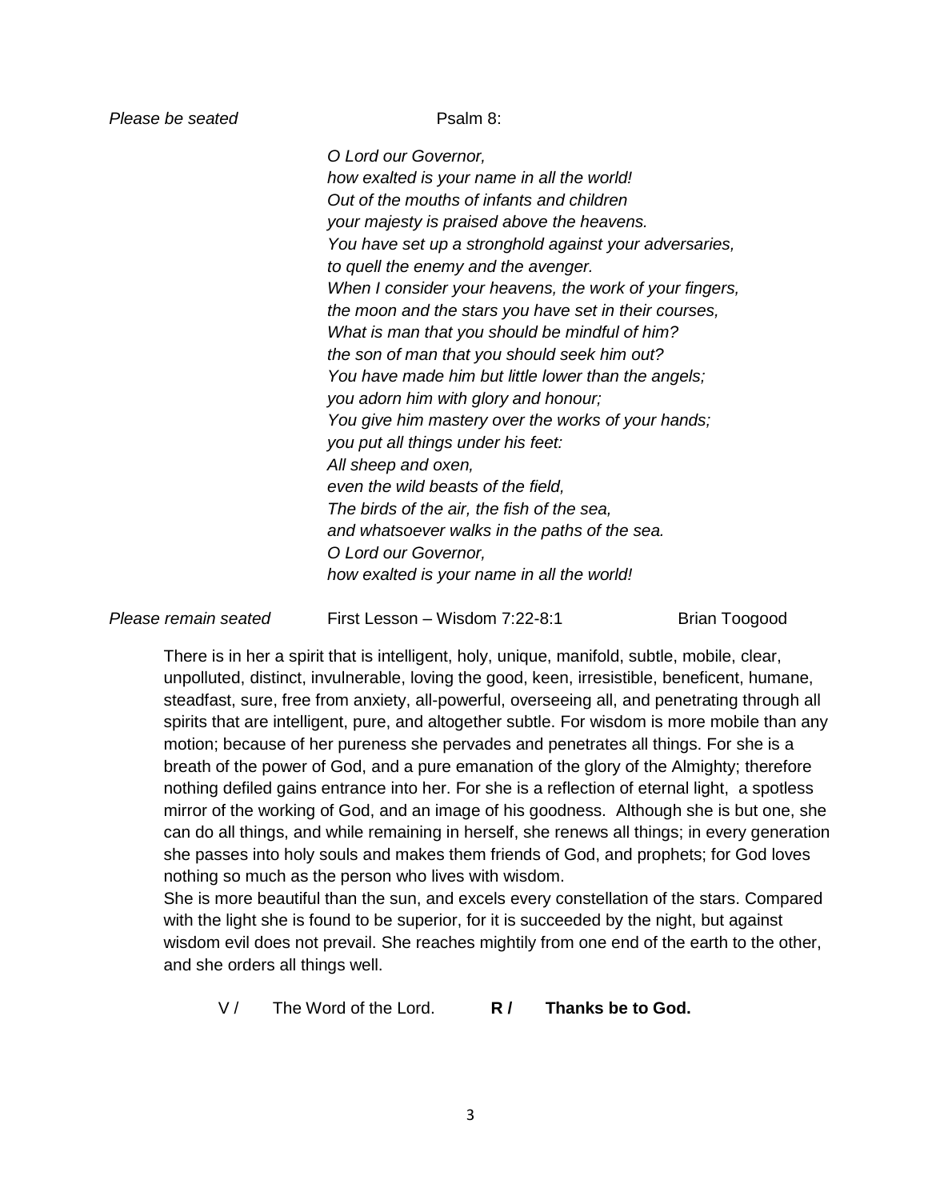*Please be seated* Psalm 8:

*O Lord our Governor,*
*how exalted is your name in all the world!*
*Out of the mouths of infants and children*
*your majesty is praised above the heavens.*
*You have set up a stronghold against your adversaries,*
*to quell the enemy and the avenger.*
*When I consider your heavens, the work of your fingers,*
*the moon and the stars you have set in their courses,*
*What is man that you should be mindful of him?*
*the son of man that you should seek him out?*
*You have made him but little lower than the angels;*
*you adorn him with glory and honour;*
*You give him mastery over the works of your hands;*
*you put all things under his feet:*
*All sheep and oxen,*
*even the wild beasts of the field,*
*The birds of the air, the fish of the sea,*
*and whatsoever walks in the paths of the sea.*
*O Lord our Governor,*
*how exalted is your name in all the world!*

*Please remain seated* First Lesson – Wisdom 7:22-8:1 Brian Toogood

There is in her a spirit that is intelligent, holy, unique, manifold, subtle, mobile, clear, unpolluted, distinct, invulnerable, loving the good, keen, irresistible, beneficent, humane, steadfast, sure, free from anxiety, all-powerful, overseeing all, and penetrating through all spirits that are intelligent, pure, and altogether subtle. For wisdom is more mobile than any motion; because of her pureness she pervades and penetrates all things. For she is a breath of the power of God, and a pure emanation of the glory of the Almighty; therefore nothing defiled gains entrance into her. For she is a reflection of eternal light, a spotless mirror of the working of God, and an image of his goodness. Although she is but one, she can do all things, and while remaining in herself, she renews all things; in every generation she passes into holy souls and makes them friends of God, and prophets; for God loves nothing so much as the person who lives with wisdom.
She is more beautiful than the sun, and excels every constellation of the stars. Compared with the light she is found to be superior, for it is succeeded by the night, but against wisdom evil does not prevail. She reaches mightily from one end of the earth to the other, and she orders all things well.

V / The Word of the Lord. **R / Thanks be to God.**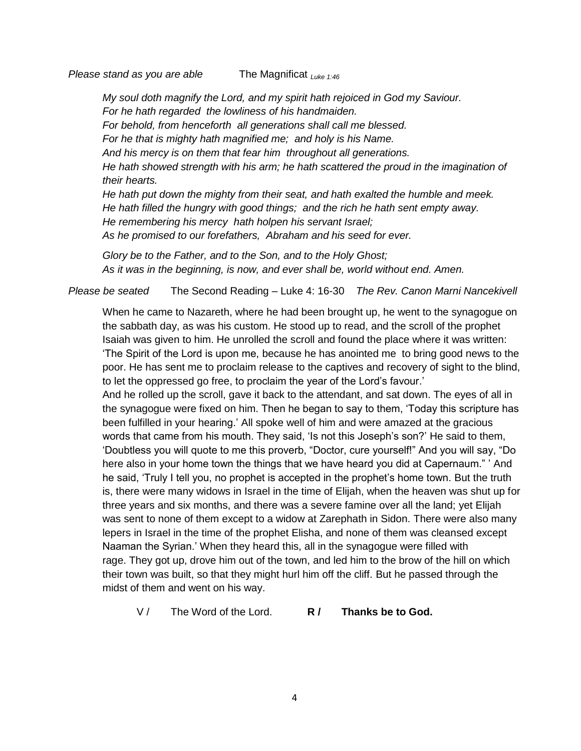*Please stand as you are able* The Magnificat *Luke 1:46*

*My soul doth magnify the Lord, and my spirit hath rejoiced in God my Saviour.*
*For he hath regarded the lowliness of his handmaiden.*
*For behold, from henceforth all generations shall call me blessed.*
*For he that is mighty hath magnified me; and holy is his Name.*
*And his mercy is on them that fear him throughout all generations.*
*He hath showed strength with his arm; he hath scattered the proud in the imagination of their hearts.*
*He hath put down the mighty from their seat, and hath exalted the humble and meek.*
*He hath filled the hungry with good things; and the rich he hath sent empty away.*
*He remembering his mercy hath holpen his servant Israel;*
*As he promised to our forefathers, Abraham and his seed for ever.*

*Glory be to the Father, and to the Son, and to the Holy Ghost;*
*As it was in the beginning, is now, and ever shall be, world without end. Amen.*

*Please be seated* The Second Reading – Luke 4: 16-30 *The Rev. Canon Marni Nancekivell*

When he came to Nazareth, where he had been brought up, he went to the synagogue on the sabbath day, as was his custom. He stood up to read, and the scroll of the prophet Isaiah was given to him. He unrolled the scroll and found the place where it was written: 'The Spirit of the Lord is upon me, because he has anointed me to bring good news to the poor. He has sent me to proclaim release to the captives and recovery of sight to the blind, to let the oppressed go free, to proclaim the year of the Lord's favour.'
And he rolled up the scroll, gave it back to the attendant, and sat down. The eyes of all in the synagogue were fixed on him. Then he began to say to them, 'Today this scripture has been fulfilled in your hearing.' All spoke well of him and were amazed at the gracious words that came from his mouth. They said, 'Is not this Joseph's son?' He said to them, 'Doubtless you will quote to me this proverb, "Doctor, cure yourself!" And you will say, "Do here also in your home town the things that we have heard you did at Capernaum." ' And he said, 'Truly I tell you, no prophet is accepted in the prophet's home town. But the truth is, there were many widows in Israel in the time of Elijah, when the heaven was shut up for three years and six months, and there was a severe famine over all the land; yet Elijah was sent to none of them except to a widow at Zarephath in Sidon. There were also many lepers in Israel in the time of the prophet Elisha, and none of them was cleansed except Naaman the Syrian.' When they heard this, all in the synagogue were filled with rage. They got up, drove him out of the town, and led him to the brow of the hill on which their town was built, so that they might hurl him off the cliff. But he passed through the midst of them and went on his way.

V / The Word of the Lord. **R / Thanks be to God.**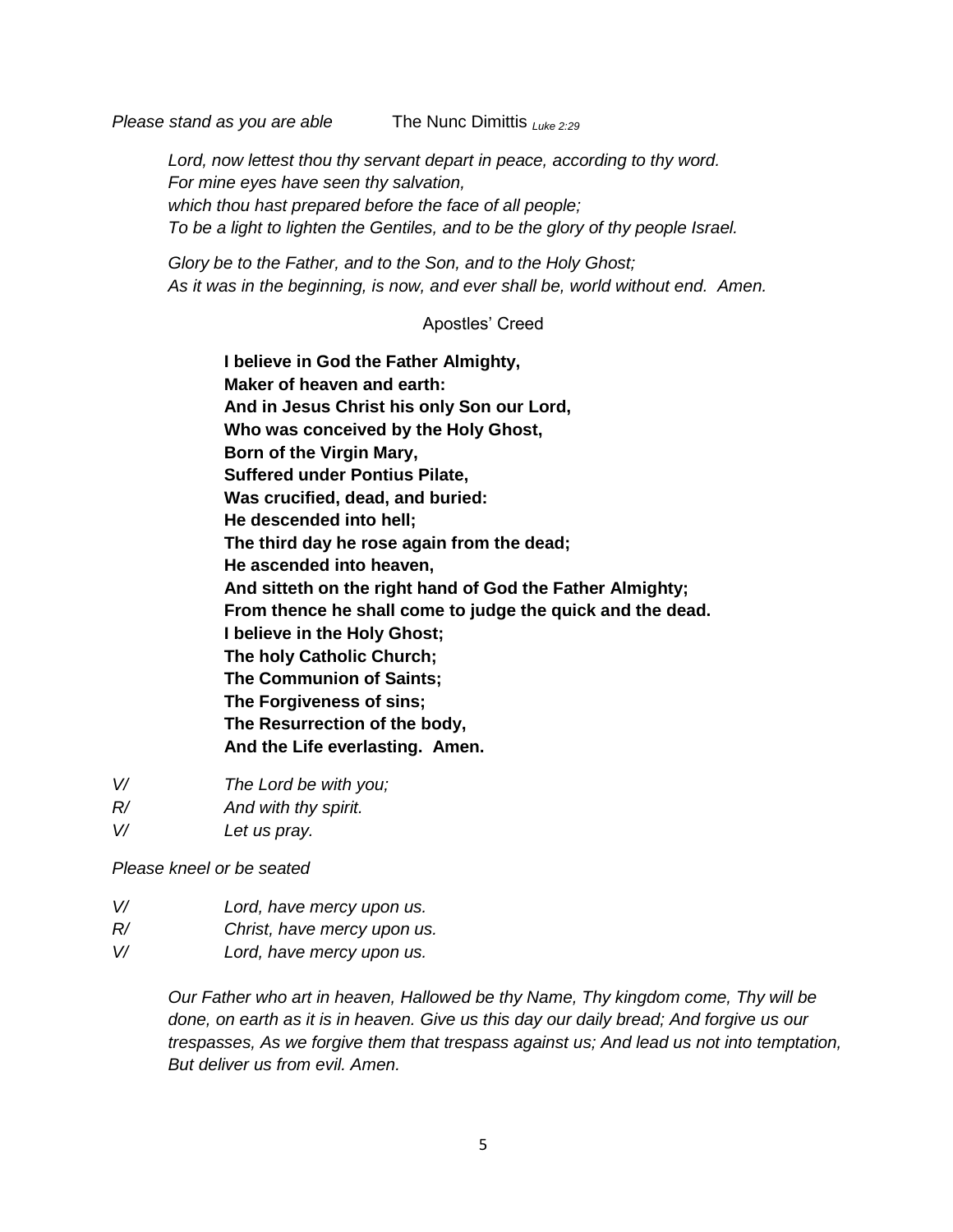*Please stand as you are able* The Nunc Dimittis *Luke 2:29*

*Lord, now lettest thou thy servant depart in peace, according to thy word.*
*For mine eyes have seen thy salvation,*
*which thou hast prepared before the face of all people;*
*To be a light to lighten the Gentiles, and to be the glory of thy people Israel.*

*Glory be to the Father, and to the Son, and to the Holy Ghost;*
*As it was in the beginning, is now, and ever shall be, world without end. Amen.*

Apostles' Creed

**I believe in God the Father Almighty,**
**Maker of heaven and earth:**
**And in Jesus Christ his only Son our Lord,**
**Who was conceived by the Holy Ghost,**
**Born of the Virgin Mary,**
**Suffered under Pontius Pilate,**
**Was crucified, dead, and buried:**
**He descended into hell;**
**The third day he rose again from the dead;**
**He ascended into heaven,**
**And sitteth on the right hand of God the Father Almighty;**
**From thence he shall come to judge the quick and the dead.**
**I believe in the Holy Ghost;**
**The holy Catholic Church;**
**The Communion of Saints;**
**The Forgiveness of sins;**
**The Resurrection of the body,**
**And the Life everlasting. Amen.**

*V/* *The Lord be with you;*
*R/* *And with thy spirit.*
*V/* *Let us pray.*

*Please kneel or be seated*

*V/* *Lord, have mercy upon us.*
*R/* *Christ, have mercy upon us.*
*V/* *Lord, have mercy upon us.*

*Our Father who art in heaven, Hallowed be thy Name, Thy kingdom come, Thy will be done, on earth as it is in heaven. Give us this day our daily bread; And forgive us our trespasses, As we forgive them that trespass against us; And lead us not into temptation, But deliver us from evil. Amen.*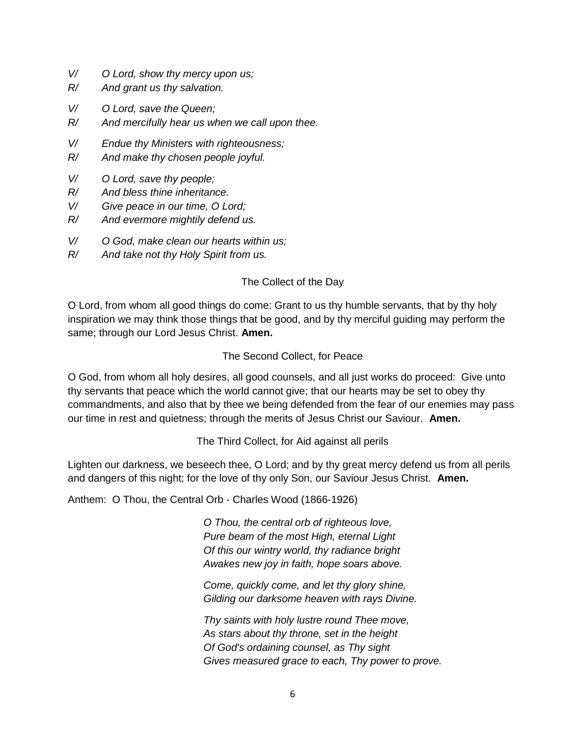*V/ O Lord, show thy mercy upon us;*
*R/ And grant us thy salvation.*

*V/ O Lord, save the Queen;*
*R/ And mercifully hear us when we call upon thee.*

*V/ Endue thy Ministers with righteousness;*
*R/ And make thy chosen people joyful.*

*V/ O Lord, save thy people;*
*R/ And bless thine inheritance.*
*V/ Give peace in our time, O Lord;*
*R/ And evermore mightily defend us.*

*V/ O God, make clean our hearts within us;*
*R/ And take not thy Holy Spirit from us.*

The Collect of the Day

O Lord, from whom all good things do come: Grant to us thy humble servants, that by thy holy inspiration we may think those things that be good, and by thy merciful guiding may perform the same; through our Lord Jesus Christ. **Amen.**

The Second Collect, for Peace

O God, from whom all holy desires, all good counsels, and all just works do proceed: Give unto thy servants that peace which the world cannot give; that our hearts may be set to obey thy commandments, and also that by thee we being defended from the fear of our enemies may pass our time in rest and quietness; through the merits of Jesus Christ our Saviour. **Amen.**

The Third Collect, for Aid against all perils

Lighten our darkness, we beseech thee, O Lord; and by thy great mercy defend us from all perils and dangers of this night; for the love of thy only Son, our Saviour Jesus Christ. **Amen.**

Anthem: O Thou, the Central Orb - Charles Wood (1866-1926)

*O Thou, the central orb of righteous love,*
*Pure beam of the most High, eternal Light*
*Of this our wintry world, thy radiance bright*
*Awakes new joy in faith, hope soars above.*

*Come, quickly come, and let thy glory shine,*
*Gilding our darksome heaven with rays Divine.*

*Thy saints with holy lustre round Thee move,*
*As stars about thy throne, set in the height*
*Of God's ordaining counsel, as Thy sight*
*Gives measured grace to each, Thy power to prove.*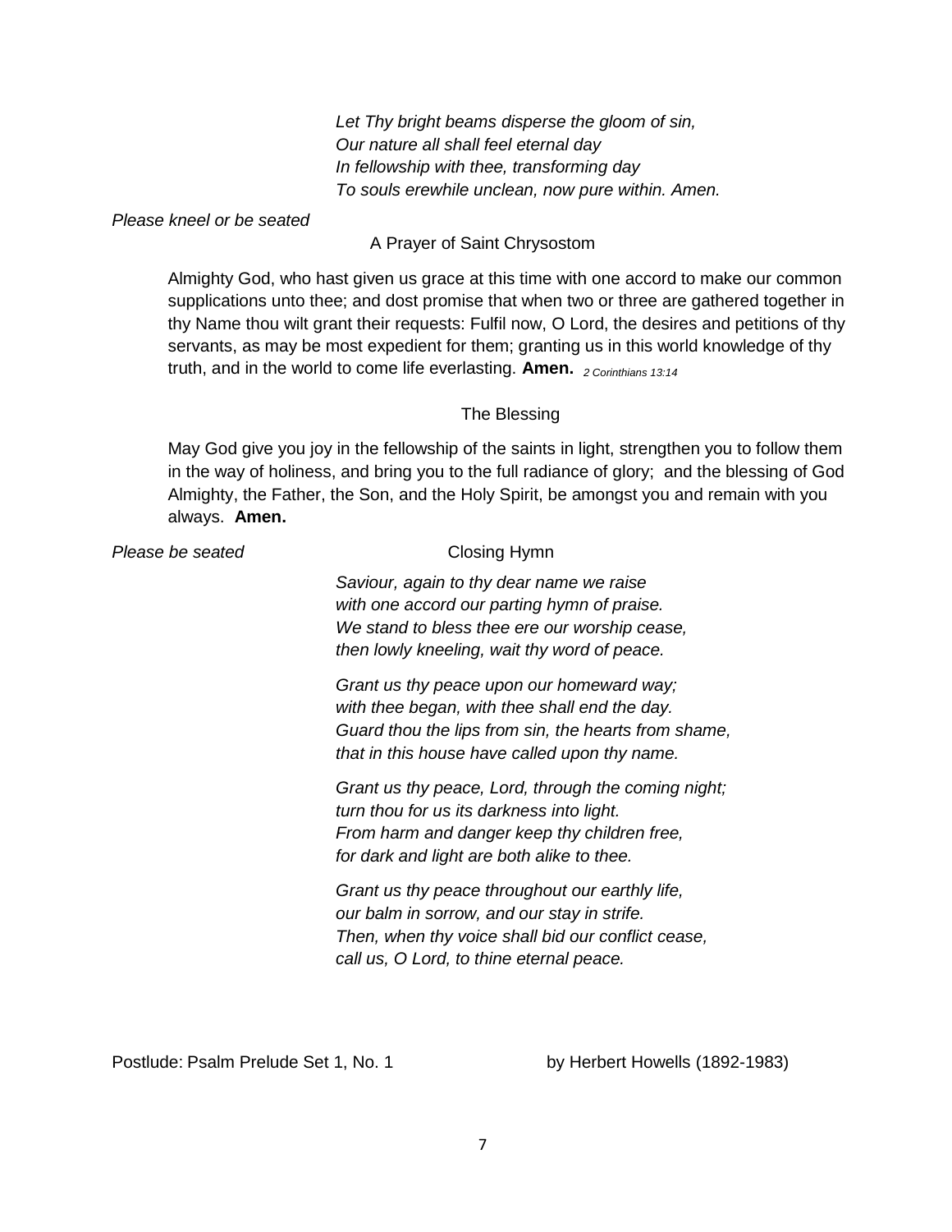*Let Thy bright beams disperse the gloom of sin,*
*Our nature all shall feel eternal day*
*In fellowship with thee, transforming day*
*To souls erewhile unclean, now pure within. Amen.*

*Please kneel or be seated*

A Prayer of Saint Chrysostom

Almighty God, who hast given us grace at this time with one accord to make our common supplications unto thee; and dost promise that when two or three are gathered together in thy Name thou wilt grant their requests: Fulfil now, O Lord, the desires and petitions of thy servants, as may be most expedient for them; granting us in this world knowledge of thy truth, and in the world to come life everlasting. **Amen.** *2 Corinthians 13:14*

The Blessing

May God give you joy in the fellowship of the saints in light, strengthen you to follow them in the way of holiness, and bring you to the full radiance of glory; and the blessing of God Almighty, the Father, the Son, and the Holy Spirit, be amongst you and remain with you always. **Amen.**

*Please be seated* Closing Hymn

*Saviour, again to thy dear name we raise*
*with one accord our parting hymn of praise.*
*We stand to bless thee ere our worship cease,*
*then lowly kneeling, wait thy word of peace.*

*Grant us thy peace upon our homeward way;*
*with thee began, with thee shall end the day.*
*Guard thou the lips from sin, the hearts from shame,*
*that in this house have called upon thy name.*

*Grant us thy peace, Lord, through the coming night;*
*turn thou for us its darkness into light.*
*From harm and danger keep thy children free,*
*for dark and light are both alike to thee.*

*Grant us thy peace throughout our earthly life,*
*our balm in sorrow, and our stay in strife.*
*Then, when thy voice shall bid our conflict cease,*
*call us, O Lord, to thine eternal peace.*

Postlude: Psalm Prelude Set 1, No. 1 by Herbert Howells (1892-1983)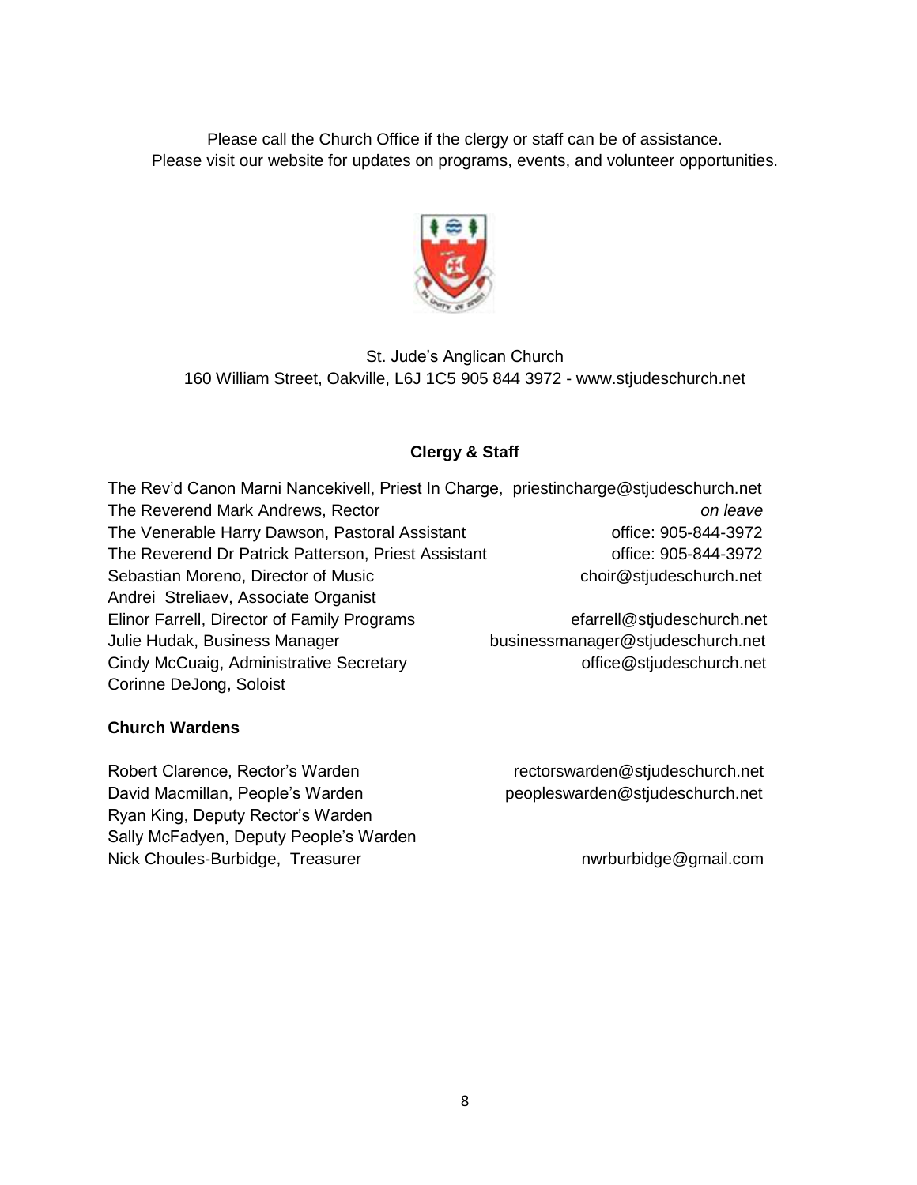Please call the Church Office if the clergy or staff can be of assistance.
Please visit our website for updates on programs, events, and volunteer opportunities.

St. Jude's Anglican Church
160 William Street, Oakville, L6J 1C5 905 844 3972 - www.stjudeschurch.net

**Clergy & Staff**

| | |
|---|---|
| The Rev'd Canon Marni Nancekivell, Priest In Charge, | priestincharge@stjudeschurch.net |
| The Reverend Mark Andrews, Rector | *on leave* |
| The Venerable Harry Dawson, Pastoral Assistant | office: 905-844-3972 |
| The Reverend Dr Patrick Patterson, Priest Assistant | office: 905-844-3972 |
| Sebastian Moreno, Director of Music | choir@stjudeschurch.net |
| Andrei Streliaev, Associate Organist | |
| Elinor Farrell, Director of Family Programs | efarrell@stjudeschurch.net |
| Julie Hudak, Business Manager | businessmanager@stjudeschurch.net |
| Cindy McCuaig, Administrative Secretary | office@stjudeschurch.net |
| Corinne DeJong, Soloist | |

**Church Wardens**

| | |
|---|---|
| Robert Clarence, Rector's Warden | rectorswarden@stjudeschurch.net |
| David Macmillan, People's Warden | peopleswarden@stjudeschurch.net |
| Ryan King, Deputy Rector's Warden | |
| Sally McFadyen, Deputy People's Warden | |
| Nick Choules-Burbidge, Treasurer | nwrburbidge@gmail.com |